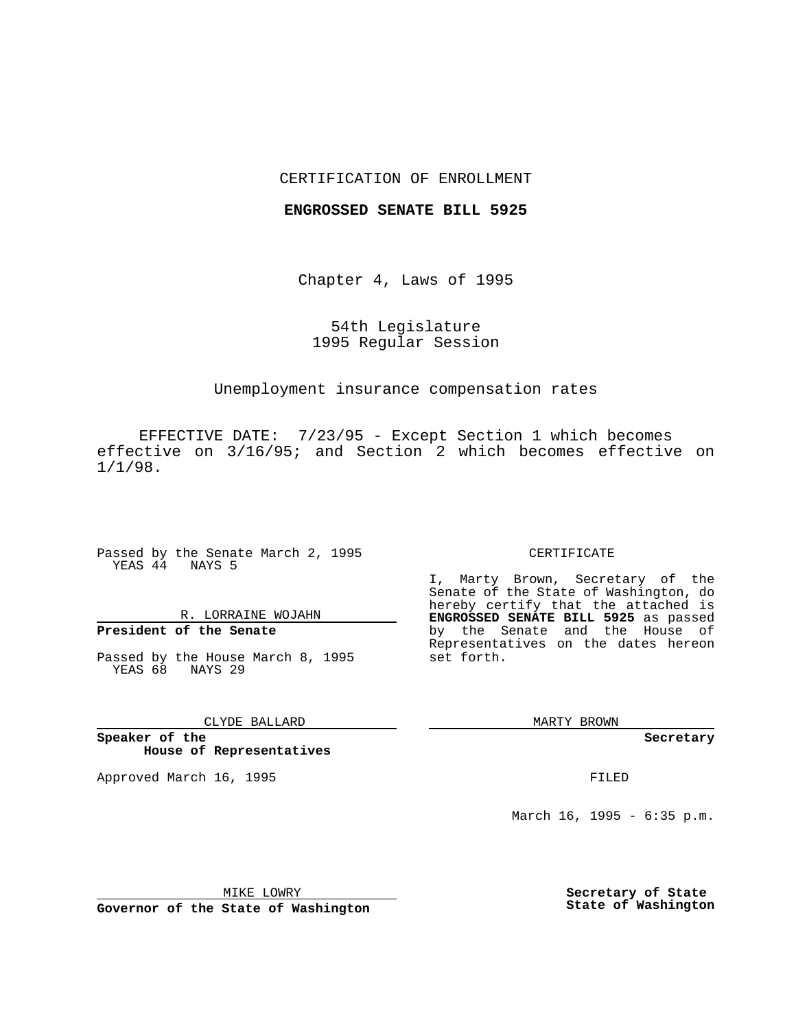CERTIFICATION OF ENROLLMENT

**ENGROSSED SENATE BILL 5925**

Chapter 4, Laws of 1995

54th Legislature
1995 Regular Session

Unemployment insurance compensation rates

EFFECTIVE DATE: 7/23/95 - Except Section 1 which becomes effective on 3/16/95; and Section 2 which becomes effective on 1/1/98.

Passed by the Senate March 2, 1995
YEAS 44 NAYS 5

R. LORRAINE WOJAHN

**President of the Senate**

Passed by the House March 8, 1995
YEAS 68 NAYS 29

CLYDE BALLARD

**Speaker of the House of Representatives**

Approved March 16, 1995

MIKE LOWRY

**Governor of the State of Washington**

CERTIFICATE

I, Marty Brown, Secretary of the Senate of the State of Washington, do hereby certify that the attached is **ENGROSSED SENATE BILL 5925** as passed by the Senate and the House of Representatives on the dates hereon set forth.

MARTY BROWN

**Secretary**

FILED

March 16, 1995 - 6:35 p.m.

**Secretary of State**
**State of Washington**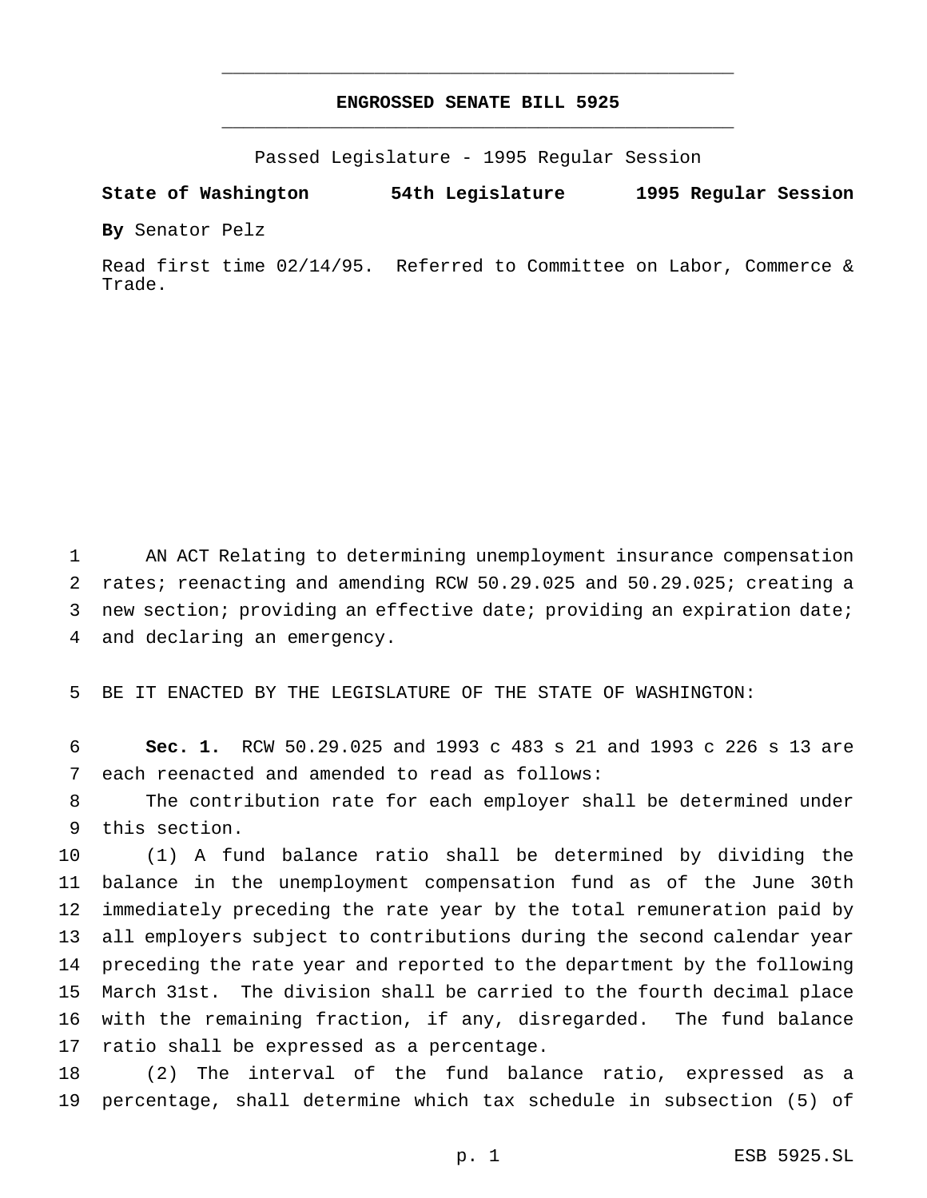# ENGROSSED SENATE BILL 5925

Passed Legislature - 1995 Regular Session

**State of Washington 54th Legislature 1995 Regular Session**

**By** Senator Pelz

Read first time 02/14/95. Referred to Committee on Labor, Commerce & Trade.

AN ACT Relating to determining unemployment insurance compensation rates; reenacting and amending RCW 50.29.025 and 50.29.025; creating a new section; providing an effective date; providing an expiration date; and declaring an emergency.

BE IT ENACTED BY THE LEGISLATURE OF THE STATE OF WASHINGTON:

**Sec. 1.** RCW 50.29.025 and 1993 c 483 s 21 and 1993 c 226 s 13 are each reenacted and amended to read as follows:

The contribution rate for each employer shall be determined under this section.

(1) A fund balance ratio shall be determined by dividing the balance in the unemployment compensation fund as of the June 30th immediately preceding the rate year by the total remuneration paid by all employers subject to contributions during the second calendar year preceding the rate year and reported to the department by the following March 31st. The division shall be carried to the fourth decimal place with the remaining fraction, if any, disregarded. The fund balance ratio shall be expressed as a percentage.

(2) The interval of the fund balance ratio, expressed as a percentage, shall determine which tax schedule in subsection (5) of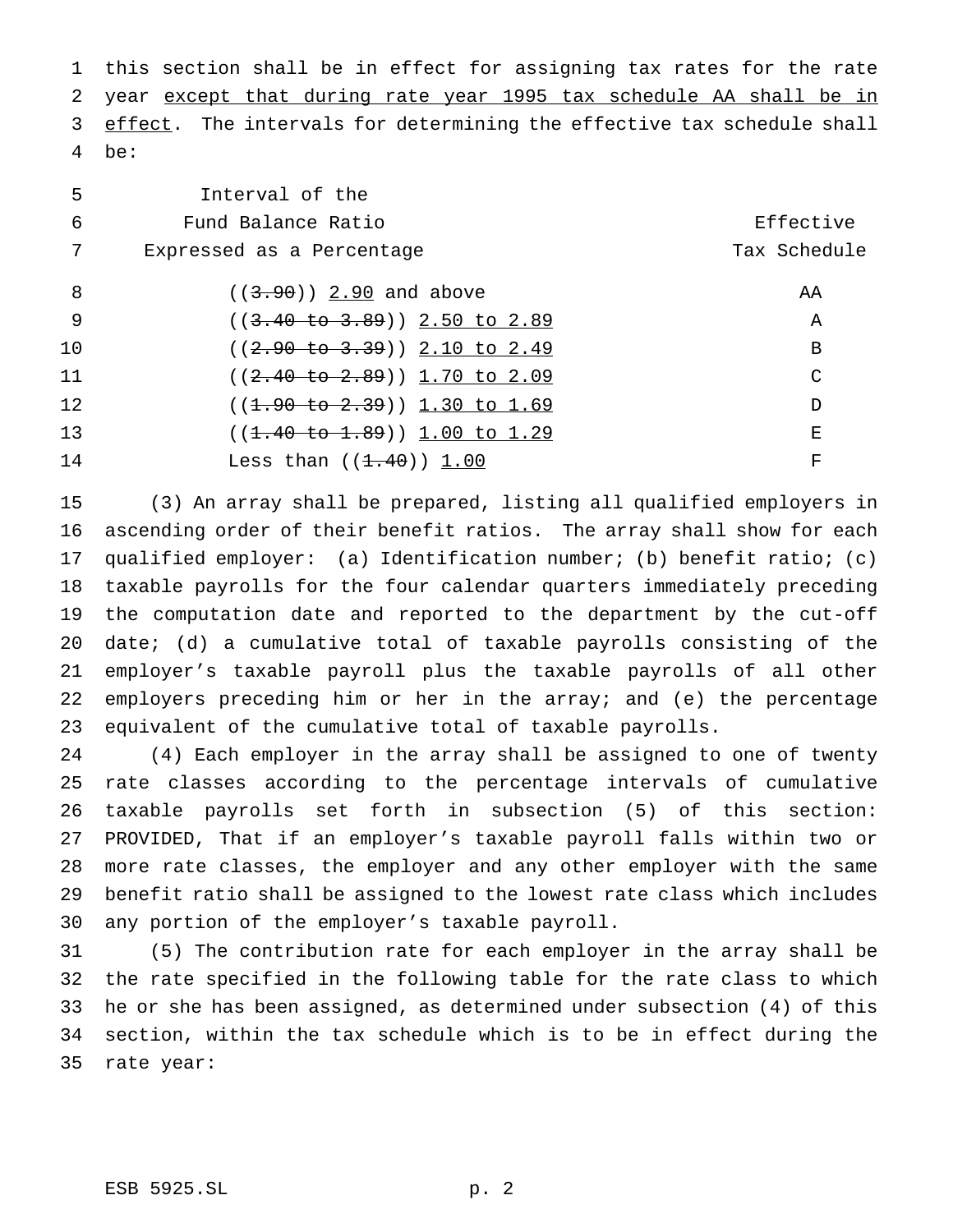this section shall be in effect for assigning tax rates for the rate year except that during rate year 1995 tax schedule AA shall be in effect. The intervals for determining the effective tax schedule shall be:

| Interval of the Fund Balance Ratio Expressed as a Percentage | Effective Tax Schedule |
|---|---|
| ((~~3.90~~)) 2.90 and above | AA |
| ((~~3.40 to 3.89~~)) 2.50 to 2.89 | A |
| ((~~2.90 to 3.39~~)) 2.10 to 2.49 | B |
| ((~~2.40 to 2.89~~)) 1.70 to 2.09 | C |
| ((~~1.90 to 2.39~~)) 1.30 to 1.69 | D |
| ((~~1.40 to 1.89~~)) 1.00 to 1.29 | E |
| Less than ((~~1.40~~)) 1.00 | F |

(3) An array shall be prepared, listing all qualified employers in ascending order of their benefit ratios. The array shall show for each qualified employer: (a) Identification number; (b) benefit ratio; (c) taxable payrolls for the four calendar quarters immediately preceding the computation date and reported to the department by the cut-off date; (d) a cumulative total of taxable payrolls consisting of the employer's taxable payroll plus the taxable payrolls of all other employers preceding him or her in the array; and (e) the percentage equivalent of the cumulative total of taxable payrolls.

(4) Each employer in the array shall be assigned to one of twenty rate classes according to the percentage intervals of cumulative taxable payrolls set forth in subsection (5) of this section: PROVIDED, That if an employer's taxable payroll falls within two or more rate classes, the employer and any other employer with the same benefit ratio shall be assigned to the lowest rate class which includes any portion of the employer's taxable payroll.

(5) The contribution rate for each employer in the array shall be the rate specified in the following table for the rate class to which he or she has been assigned, as determined under subsection (4) of this section, within the tax schedule which is to be in effect during the rate year: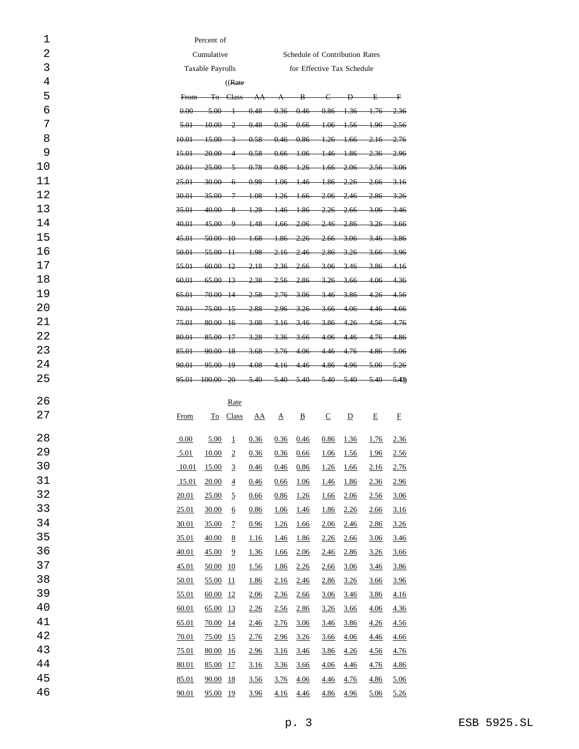| Percent of Cumulative Taxable Payrolls | | | Schedule of Contribution Rates for Effective Tax Schedule | | | | | | |
|---|---|---|---|---|---|---|---|---|---|
| | | ((~~Rate~~ | | | | | | | |
| ~~From~~ | ~~To~~ | ~~Class~~ | ~~AA~~ | ~~A~~ | ~~B~~ | ~~C~~ | ~~D~~ | ~~E~~ | ~~F~~ |
| ~~0.00~~ | ~~5.00~~ | ~~1~~ | ~~0.48~~ | ~~0.36~~ | ~~0.46~~ | ~~0.86~~ | ~~1.36~~ | ~~1.76~~ | ~~2.36~~ |
| ~~5.01~~ | ~~10.00~~ | ~~2~~ | ~~0.48~~ | ~~0.36~~ | ~~0.66~~ | ~~1.06~~ | ~~1.56~~ | ~~1.96~~ | ~~2.56~~ |
| ~~10.01~~ | ~~15.00~~ | ~~3~~ | ~~0.58~~ | ~~0.46~~ | ~~0.86~~ | ~~1.26~~ | ~~1.66~~ | ~~2.16~~ | ~~2.76~~ |
| ~~15.01~~ | ~~20.00~~ | ~~4~~ | ~~0.58~~ | ~~0.66~~ | ~~1.06~~ | ~~1.46~~ | ~~1.86~~ | ~~2.36~~ | ~~2.96~~ |
| ~~20.01~~ | ~~25.00~~ | ~~5~~ | ~~0.78~~ | ~~0.86~~ | ~~1.26~~ | ~~1.66~~ | ~~2.06~~ | ~~2.56~~ | ~~3.06~~ |
| ~~25.01~~ | ~~30.00~~ | ~~6~~ | ~~0.98~~ | ~~1.06~~ | ~~1.46~~ | ~~1.86~~ | ~~2.26~~ | ~~2.66~~ | ~~3.16~~ |
| ~~30.01~~ | ~~35.00~~ | ~~7~~ | ~~1.08~~ | ~~1.26~~ | ~~1.66~~ | ~~2.06~~ | ~~2.46~~ | ~~2.86~~ | ~~3.26~~ |
| ~~35.01~~ | ~~40.00~~ | ~~8~~ | ~~1.28~~ | ~~1.46~~ | ~~1.86~~ | ~~2.26~~ | ~~2.66~~ | ~~3.06~~ | ~~3.46~~ |
| ~~40.01~~ | ~~45.00~~ | ~~9~~ | ~~1.48~~ | ~~1.66~~ | ~~2.06~~ | ~~2.46~~ | ~~2.86~~ | ~~3.26~~ | ~~3.66~~ |
| ~~45.01~~ | ~~50.00~~ | ~~10~~ | ~~1.68~~ | ~~1.86~~ | ~~2.26~~ | ~~2.66~~ | ~~3.06~~ | ~~3.46~~ | ~~3.86~~ |
| ~~50.01~~ | ~~55.00~~ | ~~11~~ | ~~1.98~~ | ~~2.16~~ | ~~2.46~~ | ~~2.86~~ | ~~3.26~~ | ~~3.66~~ | ~~3.96~~ |
| ~~55.01~~ | ~~60.00~~ | ~~12~~ | ~~2.18~~ | ~~2.36~~ | ~~2.66~~ | ~~3.06~~ | ~~3.46~~ | ~~3.86~~ | ~~4.16~~ |
| ~~60.01~~ | ~~65.00~~ | ~~13~~ | ~~2.38~~ | ~~2.56~~ | ~~2.86~~ | ~~3.26~~ | ~~3.66~~ | ~~4.06~~ | ~~4.36~~ |
| ~~65.01~~ | ~~70.00~~ | ~~14~~ | ~~2.58~~ | ~~2.76~~ | ~~3.06~~ | ~~3.46~~ | ~~3.86~~ | ~~4.26~~ | ~~4.56~~ |
| ~~70.01~~ | ~~75.00~~ | ~~15~~ | ~~2.88~~ | ~~2.96~~ | ~~3.26~~ | ~~3.66~~ | ~~4.06~~ | ~~4.46~~ | ~~4.66~~ |
| ~~75.01~~ | ~~80.00~~ | ~~16~~ | ~~3.08~~ | ~~3.16~~ | ~~3.46~~ | ~~3.86~~ | ~~4.26~~ | ~~4.56~~ | ~~4.76~~ |
| ~~80.01~~ | ~~85.00~~ | ~~17~~ | ~~3.28~~ | ~~3.36~~ | ~~3.66~~ | ~~4.06~~ | ~~4.46~~ | ~~4.76~~ | ~~4.86~~ |
| ~~85.01~~ | ~~90.00~~ | ~~18~~ | ~~3.68~~ | ~~3.76~~ | ~~4.06~~ | ~~4.46~~ | ~~4.76~~ | ~~4.86~~ | ~~5.06~~ |
| ~~90.01~~ | ~~95.00~~ | ~~19~~ | ~~4.08~~ | ~~4.16~~ | ~~4.46~~ | ~~4.86~~ | ~~4.96~~ | ~~5.06~~ | ~~5.26~~ |
| ~~95.01~~ | ~~100.00~~ | ~~20~~ | ~~5.40~~ | ~~5.40~~ | ~~5.40~~ | ~~5.40~~ | ~~5.40~~ | ~~5.40~~ | ~~5.40~~)) |

| From | To | Rate Class | AA | A | B | C | D | E | F |
|---|---|---|---|---|---|---|---|---|---|
| 0.00 | 5.00 | 1 | 0.36 | 0.36 | 0.46 | 0.86 | 1.36 | 1.76 | 2.36 |
| 5.01 | 10.00 | 2 | 0.36 | 0.36 | 0.66 | 1.06 | 1.56 | 1.96 | 2.56 |
| 10.01 | 15.00 | 3 | 0.46 | 0.46 | 0.86 | 1.26 | 1.66 | 2.16 | 2.76 |
| 15.01 | 20.00 | 4 | 0.46 | 0.66 | 1.06 | 1.46 | 1.86 | 2.36 | 2.96 |
| 20.01 | 25.00 | 5 | 0.66 | 0.86 | 1.26 | 1.66 | 2.06 | 2.56 | 3.06 |
| 25.01 | 30.00 | 6 | 0.86 | 1.06 | 1.46 | 1.86 | 2.26 | 2.66 | 3.16 |
| 30.01 | 35.00 | 7 | 0.96 | 1.26 | 1.66 | 2.06 | 2.46 | 2.86 | 3.26 |
| 35.01 | 40.00 | 8 | 1.16 | 1.46 | 1.86 | 2.26 | 2.66 | 3.06 | 3.46 |
| 40.01 | 45.00 | 9 | 1.36 | 1.66 | 2.06 | 2.46 | 2.86 | 3.26 | 3.66 |
| 45.01 | 50.00 | 10 | 1.56 | 1.86 | 2.26 | 2.66 | 3.06 | 3.46 | 3.86 |
| 50.01 | 55.00 | 11 | 1.86 | 2.16 | 2.46 | 2.86 | 3.26 | 3.66 | 3.96 |
| 55.01 | 60.00 | 12 | 2.06 | 2.36 | 2.66 | 3.06 | 3.46 | 3.86 | 4.16 |
| 60.01 | 65.00 | 13 | 2.26 | 2.56 | 2.86 | 3.26 | 3.66 | 4.06 | 4.36 |
| 65.01 | 70.00 | 14 | 2.46 | 2.76 | 3.06 | 3.46 | 3.86 | 4.26 | 4.56 |
| 70.01 | 75.00 | 15 | 2.76 | 2.96 | 3.26 | 3.66 | 4.06 | 4.46 | 4.66 |
| 75.01 | 80.00 | 16 | 2.96 | 3.16 | 3.46 | 3.86 | 4.26 | 4.56 | 4.76 |
| 80.01 | 85.00 | 17 | 3.16 | 3.36 | 3.66 | 4.06 | 4.46 | 4.76 | 4.86 |
| 85.01 | 90.00 | 18 | 3.56 | 3.76 | 4.06 | 4.46 | 4.76 | 4.86 | 5.06 |
| 90.01 | 95.00 | 19 | 3.96 | 4.16 | 4.46 | 4.86 | 4.96 | 5.06 | 5.26 |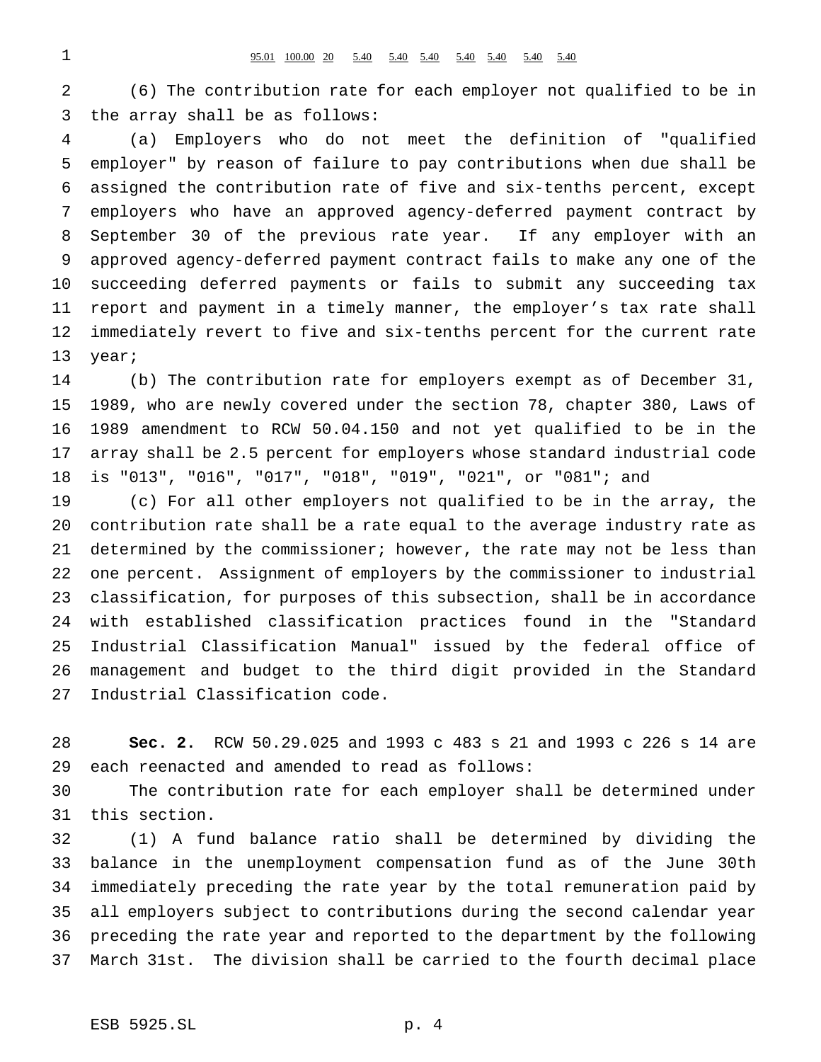| 95.01 | 100.00 | 20 | 5.40 | 5.40 | 5.40 | 5.40 | 5.40 | 5.40 | 5.40 |
|---|---|---|---|---|---|---|---|---|---|

(6) The contribution rate for each employer not qualified to be in the array shall be as follows:

(a) Employers who do not meet the definition of "qualified employer" by reason of failure to pay contributions when due shall be assigned the contribution rate of five and six-tenths percent, except employers who have an approved agency-deferred payment contract by September 30 of the previous rate year. If any employer with an approved agency-deferred payment contract fails to make any one of the succeeding deferred payments or fails to submit any succeeding tax report and payment in a timely manner, the employer's tax rate shall immediately revert to five and six-tenths percent for the current rate year;

(b) The contribution rate for employers exempt as of December 31, 1989, who are newly covered under the section 78, chapter 380, Laws of 1989 amendment to RCW 50.04.150 and not yet qualified to be in the array shall be 2.5 percent for employers whose standard industrial code is "013", "016", "017", "018", "019", "021", or "081"; and

(c) For all other employers not qualified to be in the array, the contribution rate shall be a rate equal to the average industry rate as determined by the commissioner; however, the rate may not be less than one percent. Assignment of employers by the commissioner to industrial classification, for purposes of this subsection, shall be in accordance with established classification practices found in the "Standard Industrial Classification Manual" issued by the federal office of management and budget to the third digit provided in the Standard Industrial Classification code.

**Sec. 2.** RCW 50.29.025 and 1993 c 483 s 21 and 1993 c 226 s 14 are each reenacted and amended to read as follows:

The contribution rate for each employer shall be determined under this section.

(1) A fund balance ratio shall be determined by dividing the balance in the unemployment compensation fund as of the June 30th immediately preceding the rate year by the total remuneration paid by all employers subject to contributions during the second calendar year preceding the rate year and reported to the department by the following March 31st. The division shall be carried to the fourth decimal place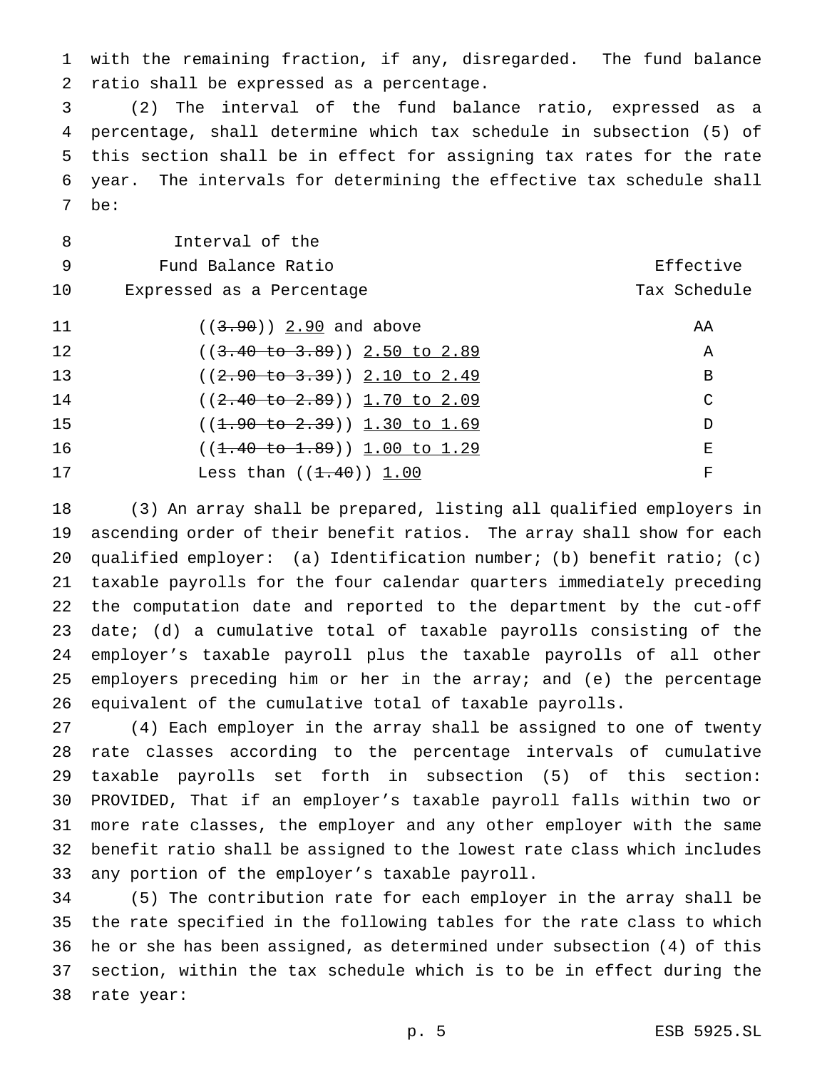with the remaining fraction, if any, disregarded. The fund balance ratio shall be expressed as a percentage.

(2) The interval of the fund balance ratio, expressed as a percentage, shall determine which tax schedule in subsection (5) of this section shall be in effect for assigning tax rates for the rate year. The intervals for determining the effective tax schedule shall be:

| Interval of the Fund Balance Ratio Expressed as a Percentage | Effective Tax Schedule |
|---|---|
| ((~~3.90~~)) <u>2.90</u> and above | AA |
| ((~~3.40 to 3.89~~)) <u>2.50 to 2.89</u> | A |
| ((~~2.90 to 3.39~~)) <u>2.10 to 2.49</u> | B |
| ((~~2.40 to 2.89~~)) <u>1.70 to 2.09</u> | C |
| ((~~1.90 to 2.39~~)) <u>1.30 to 1.69</u> | D |
| ((~~1.40 to 1.89~~)) <u>1.00 to 1.29</u> | E |
| Less than ((~~1.40~~)) <u>1.00</u> | F |

(3) An array shall be prepared, listing all qualified employers in ascending order of their benefit ratios. The array shall show for each qualified employer: (a) Identification number; (b) benefit ratio; (c) taxable payrolls for the four calendar quarters immediately preceding the computation date and reported to the department by the cut-off date; (d) a cumulative total of taxable payrolls consisting of the employer's taxable payroll plus the taxable payrolls of all other employers preceding him or her in the array; and (e) the percentage equivalent of the cumulative total of taxable payrolls.

(4) Each employer in the array shall be assigned to one of twenty rate classes according to the percentage intervals of cumulative taxable payrolls set forth in subsection (5) of this section: PROVIDED, That if an employer's taxable payroll falls within two or more rate classes, the employer and any other employer with the same benefit ratio shall be assigned to the lowest rate class which includes any portion of the employer's taxable payroll.

(5) The contribution rate for each employer in the array shall be the rate specified in the following tables for the rate class to which he or she has been assigned, as determined under subsection (4) of this section, within the tax schedule which is to be in effect during the rate year: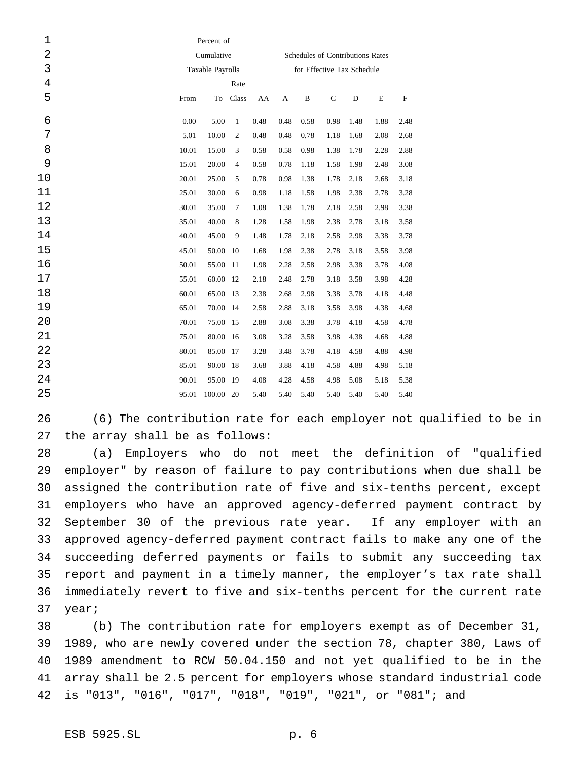| Percent of Cumulative Taxable Payrolls | | | Schedules of Contributions Rates for Effective Tax Schedule | | | | | | |
|---|---|---|---|---|---|---|---|---|---|
| From | To | Rate Class | AA | A | B | C | D | E | F |
| 0.00 | 5.00 | 1 | 0.48 | 0.48 | 0.58 | 0.98 | 1.48 | 1.88 | 2.48 |
| 5.01 | 10.00 | 2 | 0.48 | 0.48 | 0.78 | 1.18 | 1.68 | 2.08 | 2.68 |
| 10.01 | 15.00 | 3 | 0.58 | 0.58 | 0.98 | 1.38 | 1.78 | 2.28 | 2.88 |
| 15.01 | 20.00 | 4 | 0.58 | 0.78 | 1.18 | 1.58 | 1.98 | 2.48 | 3.08 |
| 20.01 | 25.00 | 5 | 0.78 | 0.98 | 1.38 | 1.78 | 2.18 | 2.68 | 3.18 |
| 25.01 | 30.00 | 6 | 0.98 | 1.18 | 1.58 | 1.98 | 2.38 | 2.78 | 3.28 |
| 30.01 | 35.00 | 7 | 1.08 | 1.38 | 1.78 | 2.18 | 2.58 | 2.98 | 3.38 |
| 35.01 | 40.00 | 8 | 1.28 | 1.58 | 1.98 | 2.38 | 2.78 | 3.18 | 3.58 |
| 40.01 | 45.00 | 9 | 1.48 | 1.78 | 2.18 | 2.58 | 2.98 | 3.38 | 3.78 |
| 45.01 | 50.00 | 10 | 1.68 | 1.98 | 2.38 | 2.78 | 3.18 | 3.58 | 3.98 |
| 50.01 | 55.00 | 11 | 1.98 | 2.28 | 2.58 | 2.98 | 3.38 | 3.78 | 4.08 |
| 55.01 | 60.00 | 12 | 2.18 | 2.48 | 2.78 | 3.18 | 3.58 | 3.98 | 4.28 |
| 60.01 | 65.00 | 13 | 2.38 | 2.68 | 2.98 | 3.38 | 3.78 | 4.18 | 4.48 |
| 65.01 | 70.00 | 14 | 2.58 | 2.88 | 3.18 | 3.58 | 3.98 | 4.38 | 4.68 |
| 70.01 | 75.00 | 15 | 2.88 | 3.08 | 3.38 | 3.78 | 4.18 | 4.58 | 4.78 |
| 75.01 | 80.00 | 16 | 3.08 | 3.28 | 3.58 | 3.98 | 4.38 | 4.68 | 4.88 |
| 80.01 | 85.00 | 17 | 3.28 | 3.48 | 3.78 | 4.18 | 4.58 | 4.88 | 4.98 |
| 85.01 | 90.00 | 18 | 3.68 | 3.88 | 4.18 | 4.58 | 4.88 | 4.98 | 5.18 |
| 90.01 | 95.00 | 19 | 4.08 | 4.28 | 4.58 | 4.98 | 5.08 | 5.18 | 5.38 |
| 95.01 | 100.00 | 20 | 5.40 | 5.40 | 5.40 | 5.40 | 5.40 | 5.40 | 5.40 |

(6) The contribution rate for each employer not qualified to be in the array shall be as follows:

(a) Employers who do not meet the definition of "qualified employer" by reason of failure to pay contributions when due shall be assigned the contribution rate of five and six-tenths percent, except employers who have an approved agency-deferred payment contract by September 30 of the previous rate year. If any employer with an approved agency-deferred payment contract fails to make any one of the succeeding deferred payments or fails to submit any succeeding tax report and payment in a timely manner, the employer's tax rate shall immediately revert to five and six-tenths percent for the current rate year;

(b) The contribution rate for employers exempt as of December 31, 1989, who are newly covered under the section 78, chapter 380, Laws of 1989 amendment to RCW 50.04.150 and not yet qualified to be in the array shall be 2.5 percent for employers whose standard industrial code is "013", "016", "017", "018", "019", "021", or "081"; and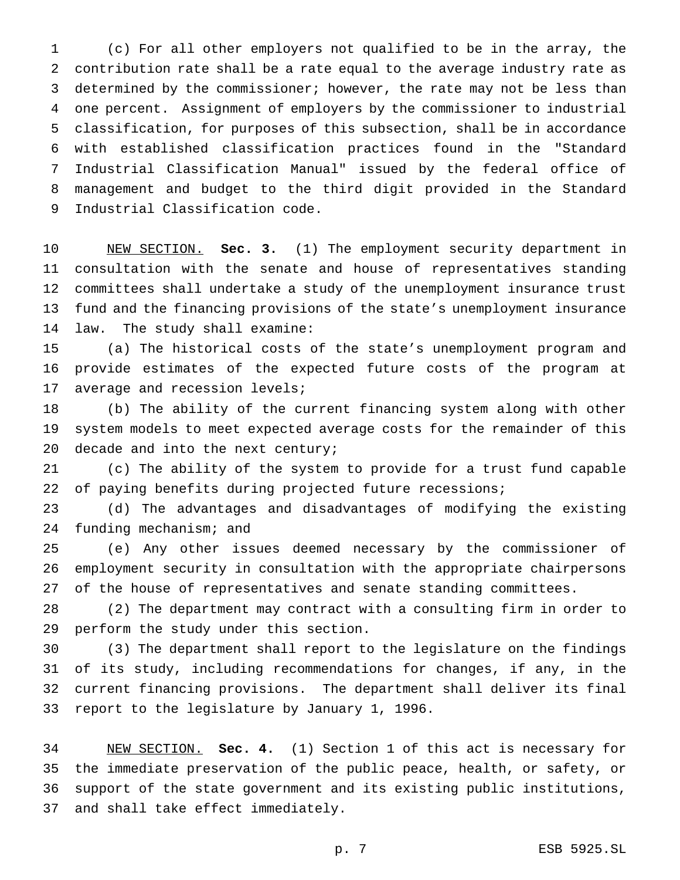(c) For all other employers not qualified to be in the array, the contribution rate shall be a rate equal to the average industry rate as determined by the commissioner; however, the rate may not be less than one percent. Assignment of employers by the commissioner to industrial classification, for purposes of this subsection, shall be in accordance with established classification practices found in the "Standard Industrial Classification Manual" issued by the federal office of management and budget to the third digit provided in the Standard Industrial Classification code.

NEW SECTION. **Sec. 3.** (1) The employment security department in consultation with the senate and house of representatives standing committees shall undertake a study of the unemployment insurance trust fund and the financing provisions of the state's unemployment insurance law. The study shall examine:

(a) The historical costs of the state's unemployment program and provide estimates of the expected future costs of the program at average and recession levels;

(b) The ability of the current financing system along with other system models to meet expected average costs for the remainder of this decade and into the next century;

(c) The ability of the system to provide for a trust fund capable of paying benefits during projected future recessions;

(d) The advantages and disadvantages of modifying the existing funding mechanism; and

(e) Any other issues deemed necessary by the commissioner of employment security in consultation with the appropriate chairpersons of the house of representatives and senate standing committees.

(2) The department may contract with a consulting firm in order to perform the study under this section.

(3) The department shall report to the legislature on the findings of its study, including recommendations for changes, if any, in the current financing provisions. The department shall deliver its final report to the legislature by January 1, 1996.

NEW SECTION. **Sec. 4.** (1) Section 1 of this act is necessary for the immediate preservation of the public peace, health, or safety, or support of the state government and its existing public institutions, and shall take effect immediately.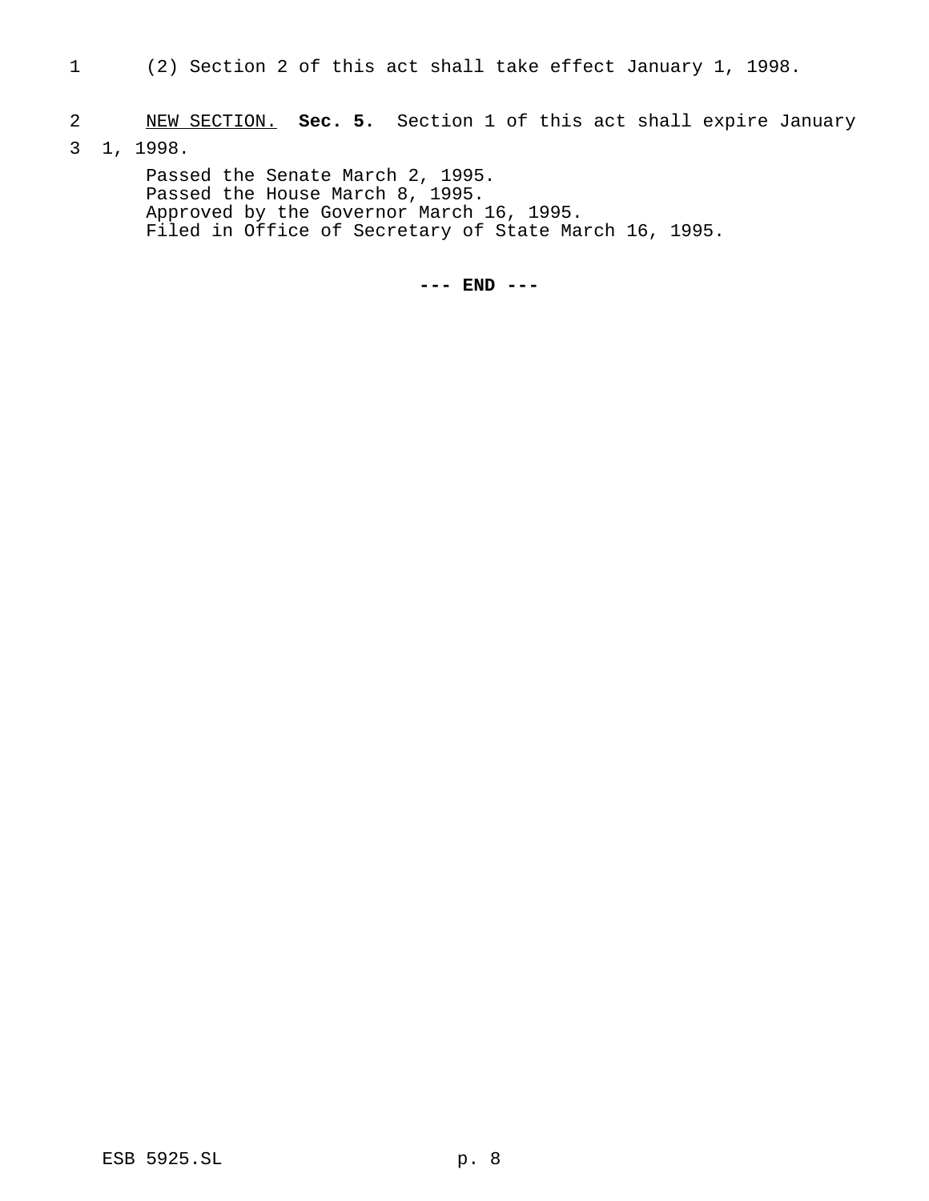(2) Section 2 of this act shall take effect January 1, 1998.

NEW SECTION. **Sec. 5.** Section 1 of this act shall expire January 1, 1998.

Passed the Senate March 2, 1995.
Passed the House March 8, 1995.
Approved by the Governor March 16, 1995.
Filed in Office of Secretary of State March 16, 1995.

**--- END ---**